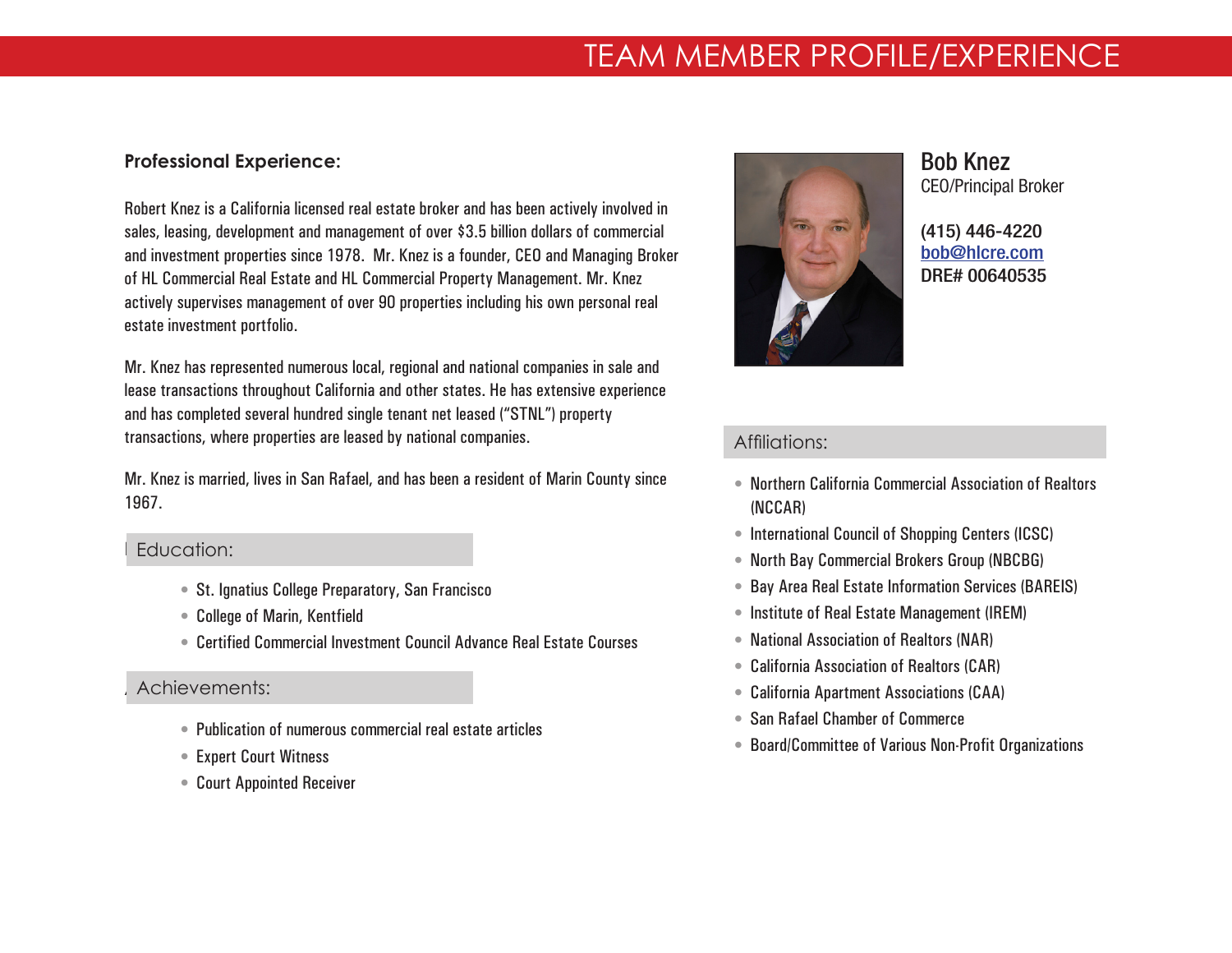# TEAM MEMBER PROFILE/EXPERIENCE

## Bob Knez

CEO/Principal Broker

(415) 446-4220
bob@hlcre.com
DRE# 00640535

### Professional Experience:

Robert Knez is a California licensed real estate broker and has been actively involved in sales, leasing, development and management of over $3.5 billion dollars of commercial and investment properties since 1978. Mr. Knez is a founder, CEO and Managing Broker of HL Commercial Real Estate and HL Commercial Property Management. Mr. Knez actively supervises management of over 90 properties including his own personal real estate investment portfolio.

Mr. Knez has represented numerous local, regional and national companies in sale and lease transactions throughout California and other states. He has extensive experience and has completed several hundred single tenant net leased ("STNL") property transactions, where properties are leased by national companies.

Mr. Knez is married, lives in San Rafael, and has been a resident of Marin County since 1967.

### Education:

- St. Ignatius College Preparatory, San Francisco
- College of Marin, Kentfield
- Certified Commercial Investment Council Advance Real Estate Courses

### Achievements:

- Publication of numerous commercial real estate articles
- Expert Court Witness
- Court Appointed Receiver

### Affiliations:

- Northern California Commercial Association of Realtors (NCCAR)
- International Council of Shopping Centers (ICSC)
- North Bay Commercial Brokers Group (NBCBG)
- Bay Area Real Estate Information Services (BAREIS)
- Institute of Real Estate Management (IREM)
- National Association of Realtors (NAR)
- California Association of Realtors (CAR)
- California Apartment Associations (CAA)
- San Rafael Chamber of Commerce
- Board/Committee of Various Non-Profit Organizations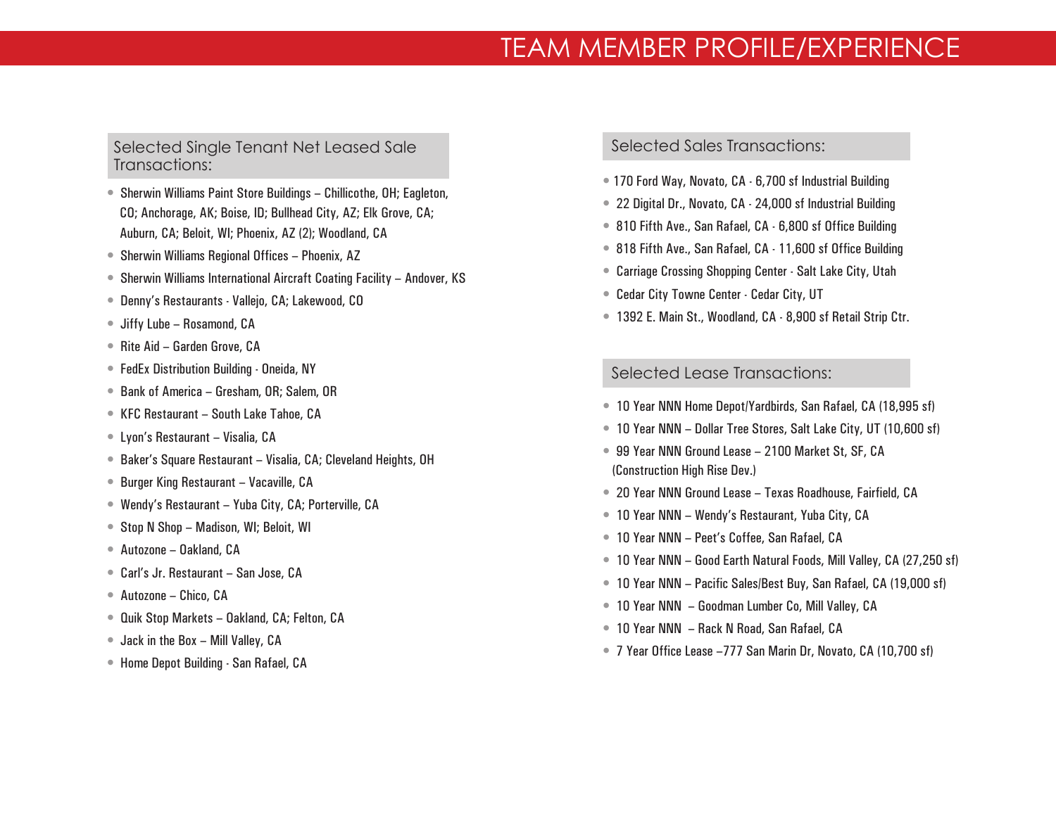# TEAM MEMBER PROFILE/EXPERIENCE

## Selected Single Tenant Net Leased Sale Transactions:

- Sherwin Williams Paint Store Buildings – Chillicothe, OH; Eagleton, CO; Anchorage, AK; Boise, ID; Bullhead City, AZ; Elk Grove, CA; Auburn, CA; Beloit, WI; Phoenix, AZ (2); Woodland, CA
- Sherwin Williams Regional Offices – Phoenix, AZ
- Sherwin Williams International Aircraft Coating Facility – Andover, KS
- Denny's Restaurants - Vallejo, CA; Lakewood, CO
- Jiffy Lube – Rosamond, CA
- Rite Aid – Garden Grove, CA
- FedEx Distribution Building - Oneida, NY
- Bank of America – Gresham, OR; Salem, OR
- KFC Restaurant – South Lake Tahoe, CA
- Lyon's Restaurant – Visalia, CA
- Baker's Square Restaurant – Visalia, CA; Cleveland Heights, OH
- Burger King Restaurant – Vacaville, CA
- Wendy's Restaurant – Yuba City, CA; Porterville, CA
- Stop N Shop – Madison, WI; Beloit, WI
- Autozone – Oakland, CA
- Carl's Jr. Restaurant – San Jose, CA
- Autozone – Chico, CA
- Quik Stop Markets – Oakland, CA; Felton, CA
- Jack in the Box – Mill Valley, CA
- Home Depot Building - San Rafael, CA

## Selected Sales Transactions:

- 170 Ford Way, Novato, CA - 6,700 sf Industrial Building
- 22 Digital Dr., Novato, CA - 24,000 sf Industrial Building
- 810 Fifth Ave., San Rafael, CA - 6,800 sf Office Building
- 818 Fifth Ave., San Rafael, CA - 11,600 sf Office Building
- Carriage Crossing Shopping Center - Salt Lake City, Utah
- Cedar City Towne Center - Cedar City, UT
- 1392 E. Main St., Woodland, CA - 8,900 sf Retail Strip Ctr.

## Selected Lease Transactions:

- 10 Year NNN Home Depot/Yardbirds, San Rafael, CA (18,995 sf)
- 10 Year NNN – Dollar Tree Stores, Salt Lake City, UT (10,600 sf)
- 99 Year NNN Ground Lease – 2100 Market St, SF, CA (Construction High Rise Dev.)
- 20 Year NNN Ground Lease – Texas Roadhouse, Fairfield, CA
- 10 Year NNN – Wendy's Restaurant, Yuba City, CA
- 10 Year NNN – Peet's Coffee, San Rafael, CA
- 10 Year NNN – Good Earth Natural Foods, Mill Valley, CA (27,250 sf)
- 10 Year NNN – Pacific Sales/Best Buy, San Rafael, CA (19,000 sf)
- 10 Year NNN – Goodman Lumber Co, Mill Valley, CA
- 10 Year NNN – Rack N Road, San Rafael, CA
- 7 Year Office Lease –777 San Marin Dr, Novato, CA (10,700 sf)